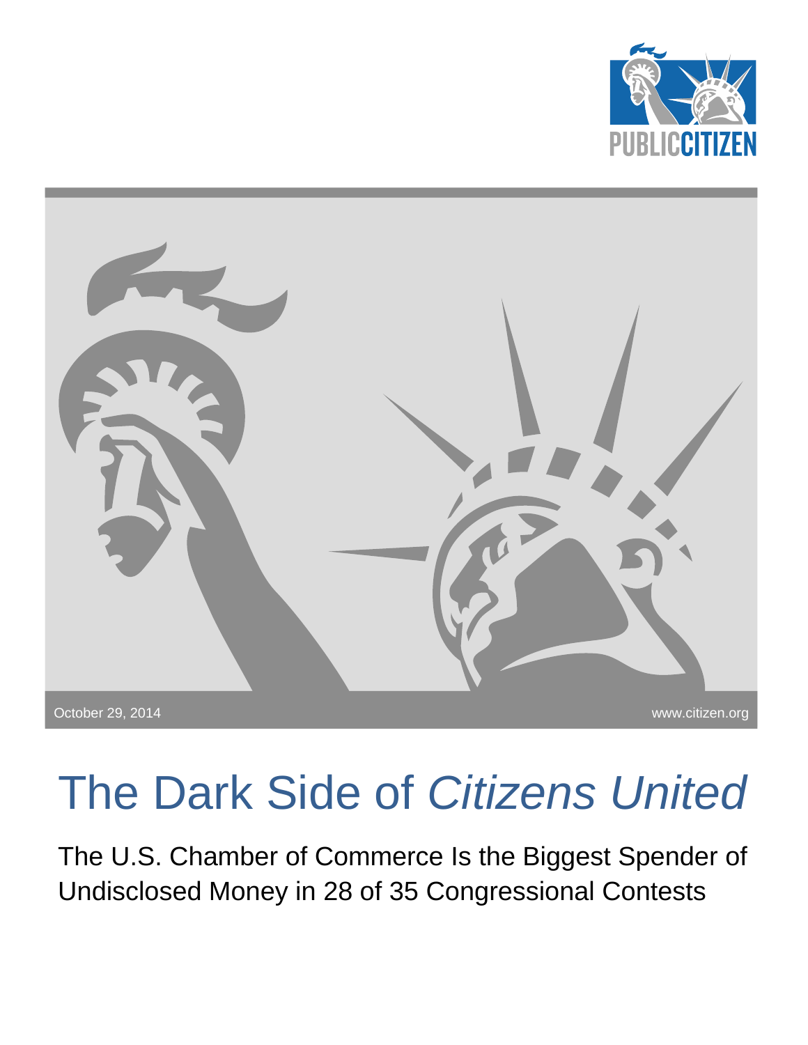PUBLIC CITIZEN

October 29, 2014

www.citizen.org

# The Dark Side of *Citizens United*

The U.S. Chamber of Commerce Is the Biggest Spender of Undisclosed Money in 28 of 35 Congressional Contests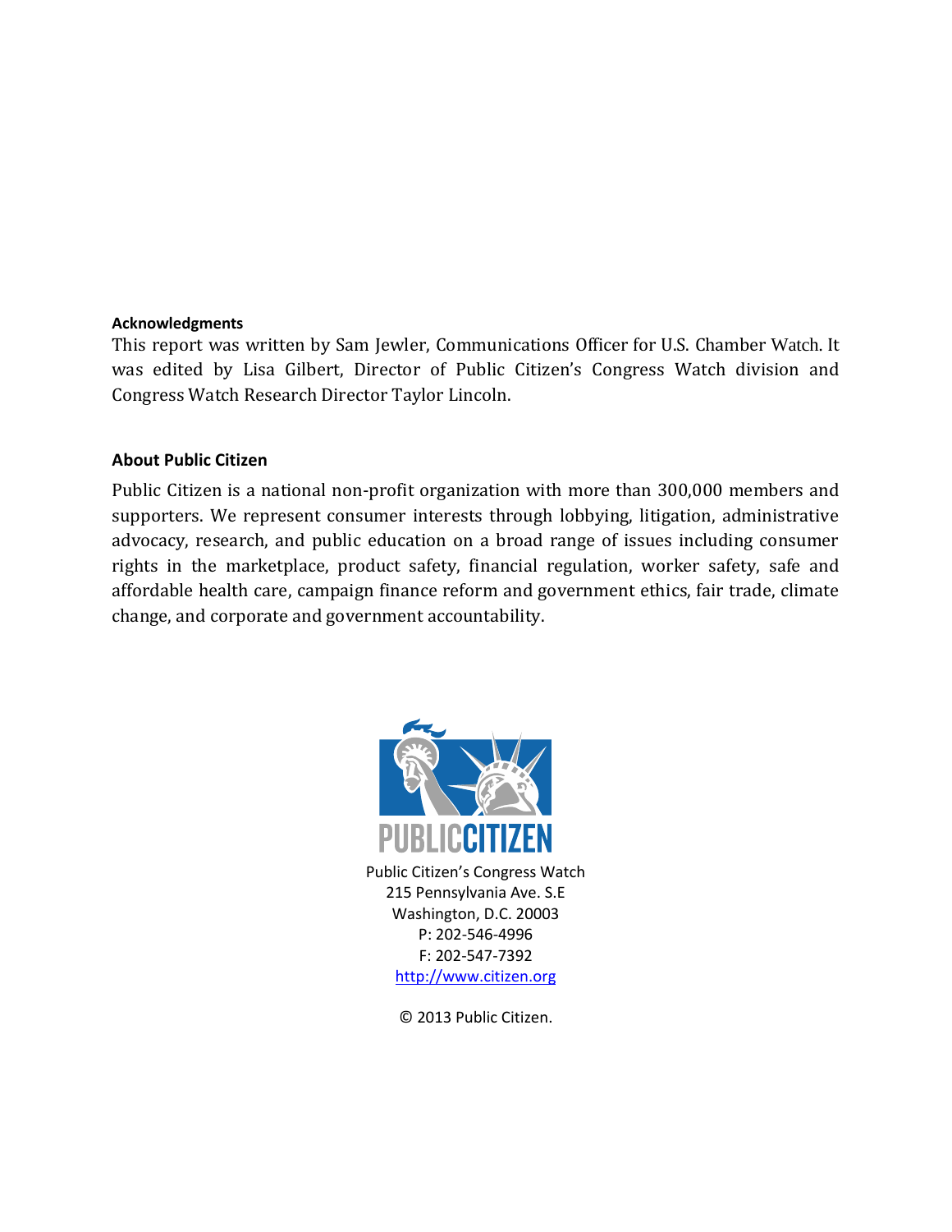**Acknowledgments**

This report was written by Sam Jewler, Communications Officer for U.S. Chamber Watch. It was edited by Lisa Gilbert, Director of Public Citizen's Congress Watch division and Congress Watch Research Director Taylor Lincoln.

**About Public Citizen**

Public Citizen is a national non-profit organization with more than 300,000 members and supporters. We represent consumer interests through lobbying, litigation, administrative advocacy, research, and public education on a broad range of issues including consumer rights in the marketplace, product safety, financial regulation, worker safety, safe and affordable health care, campaign finance reform and government ethics, fair trade, climate change, and corporate and government accountability.

PUBLIC CITIZEN

Public Citizen's Congress Watch
215 Pennsylvania Ave. S.E
Washington, D.C. 20003
P: 202-546-4996
F: 202-547-7392
http://www.citizen.org

© 2013 Public Citizen.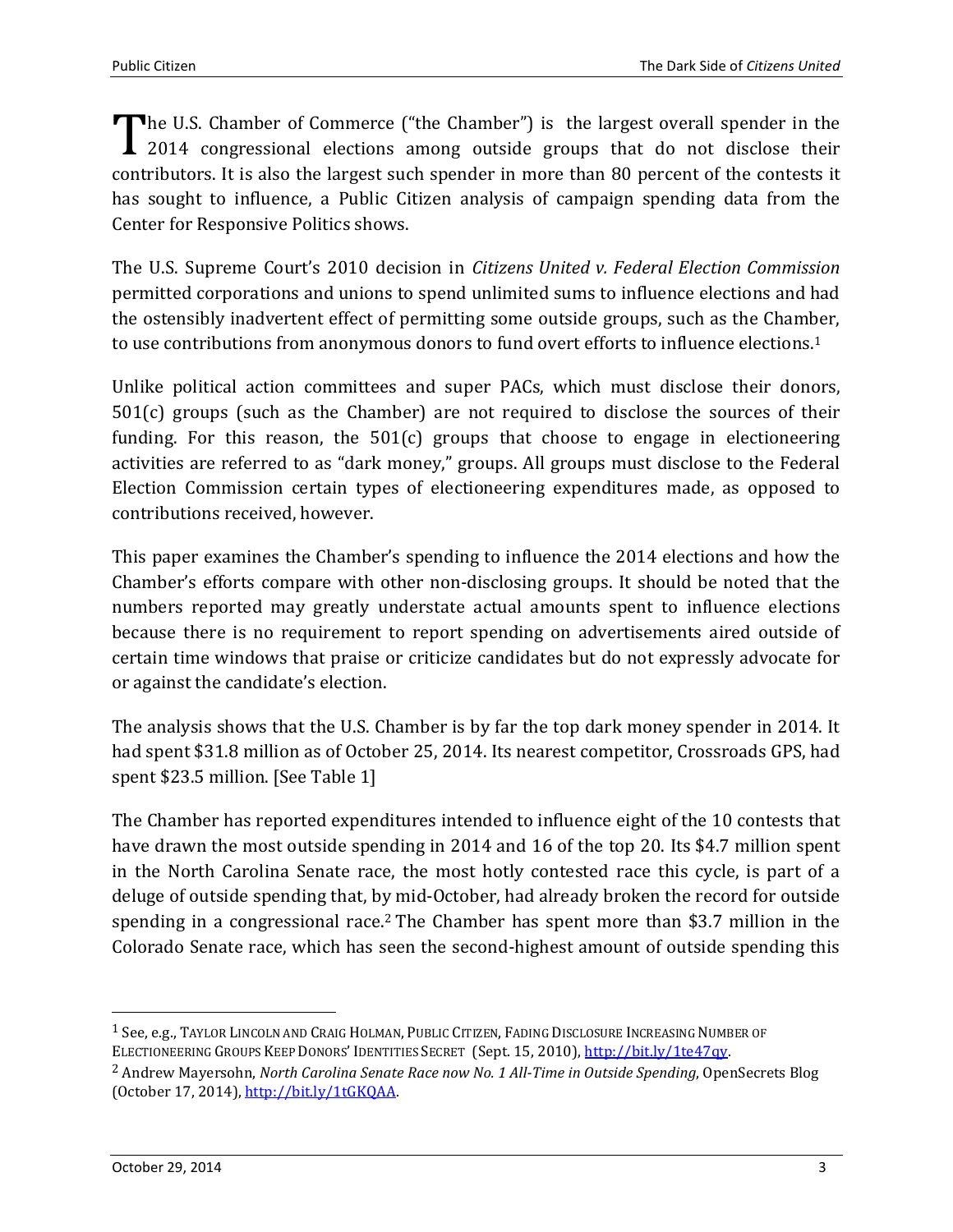The U.S. Chamber of Commerce ("the Chamber") is the largest overall spender in the 2014 congressional elections among outside groups that do not disclose their contributors. It is also the largest such spender in more than 80 percent of the contests it has sought to influence, a Public Citizen analysis of campaign spending data from the Center for Responsive Politics shows.

The U.S. Supreme Court's 2010 decision in *Citizens United v. Federal Election Commission* permitted corporations and unions to spend unlimited sums to influence elections and had the ostensibly inadvertent effect of permitting some outside groups, such as the Chamber, to use contributions from anonymous donors to fund overt efforts to influence elections.[1]

Unlike political action committees and super PACs, which must disclose their donors, 501(c) groups (such as the Chamber) are not required to disclose the sources of their funding. For this reason, the 501(c) groups that choose to engage in electioneering activities are referred to as "dark money," groups. All groups must disclose to the Federal Election Commission certain types of electioneering expenditures made, as opposed to contributions received, however.

This paper examines the Chamber's spending to influence the 2014 elections and how the Chamber's efforts compare with other non-disclosing groups. It should be noted that the numbers reported may greatly understate actual amounts spent to influence elections because there is no requirement to report spending on advertisements aired outside of certain time windows that praise or criticize candidates but do not expressly advocate for or against the candidate's election.

The analysis shows that the U.S. Chamber is by far the top dark money spender in 2014. It had spent $31.8 million as of October 25, 2014. Its nearest competitor, Crossroads GPS, had spent $23.5 million. [See Table 1]

The Chamber has reported expenditures intended to influence eight of the 10 contests that have drawn the most outside spending in 2014 and 16 of the top 20. Its $4.7 million spent in the North Carolina Senate race, the most hotly contested race this cycle, is part of a deluge of outside spending that, by mid-October, had already broken the record for outside spending in a congressional race.[2] The Chamber has spent more than $3.7 million in the Colorado Senate race, which has seen the second-highest amount of outside spending this

---

[1] See, e.g., TAYLOR LINCOLN AND CRAIG HOLMAN, PUBLIC CITIZEN, FADING DISCLOSURE INCREASING NUMBER OF ELECTIONEERING GROUPS KEEP DONORS' IDENTITIES SECRET (Sept. 15, 2010), http://bit.ly/1te47qy.

[2] Andrew Mayersohn, *North Carolina Senate Race now No. 1 All-Time in Outside Spending*, OpenSecrets Blog (October 17, 2014), http://bit.ly/1tGKQAA.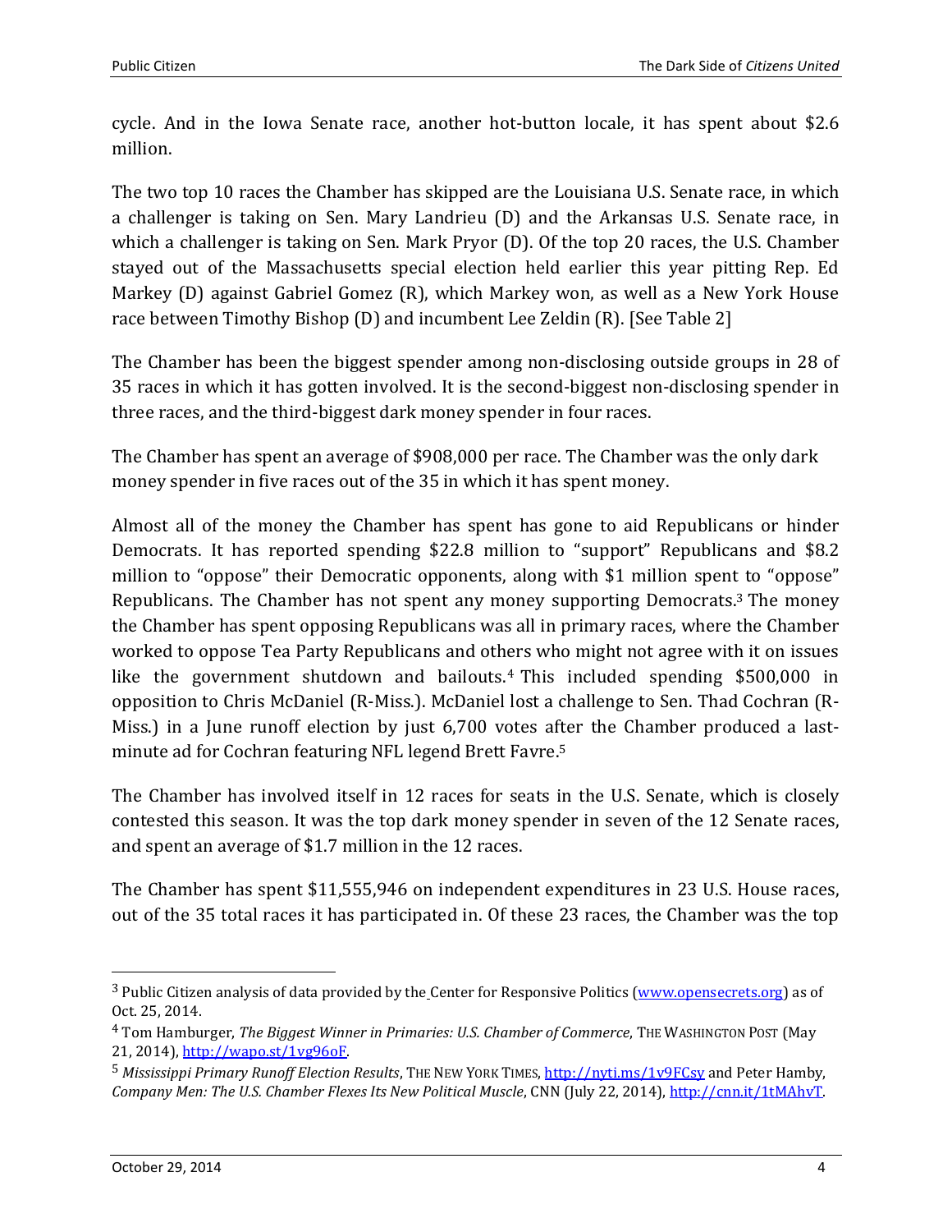cycle. And in the Iowa Senate race, another hot-button locale, it has spent about $2.6 million.

The two top 10 races the Chamber has skipped are the Louisiana U.S. Senate race, in which a challenger is taking on Sen. Mary Landrieu (D) and the Arkansas U.S. Senate race, in which a challenger is taking on Sen. Mark Pryor (D). Of the top 20 races, the U.S. Chamber stayed out of the Massachusetts special election held earlier this year pitting Rep. Ed Markey (D) against Gabriel Gomez (R), which Markey won, as well as a New York House race between Timothy Bishop (D) and incumbent Lee Zeldin (R). [See Table 2]

The Chamber has been the biggest spender among non-disclosing outside groups in 28 of 35 races in which it has gotten involved. It is the second-biggest non-disclosing spender in three races, and the third-biggest dark money spender in four races.

The Chamber has spent an average of $908,000 per race. The Chamber was the only dark money spender in five races out of the 35 in which it has spent money.

Almost all of the money the Chamber has spent has gone to aid Republicans or hinder Democrats. It has reported spending $22.8 million to "support" Republicans and $8.2 million to "oppose" their Democratic opponents, along with $1 million spent to "oppose" Republicans. The Chamber has not spent any money supporting Democrats.[3] The money the Chamber has spent opposing Republicans was all in primary races, where the Chamber worked to oppose Tea Party Republicans and others who might not agree with it on issues like the government shutdown and bailouts.[4] This included spending $500,000 in opposition to Chris McDaniel (R-Miss.). McDaniel lost a challenge to Sen. Thad Cochran (R-Miss.) in a June runoff election by just 6,700 votes after the Chamber produced a last-minute ad for Cochran featuring NFL legend Brett Favre.[5]

The Chamber has involved itself in 12 races for seats in the U.S. Senate, which is closely contested this season. It was the top dark money spender in seven of the 12 Senate races, and spent an average of $1.7 million in the 12 races.

The Chamber has spent $11,555,946 on independent expenditures in 23 U.S. House races, out of the 35 total races it has participated in. Of these 23 races, the Chamber was the top

---

[3] Public Citizen analysis of data provided by the Center for Responsive Politics (www.opensecrets.org) as of Oct. 25, 2014.

[4] Tom Hamburger, *The Biggest Winner in Primaries: U.S. Chamber of Commerce*, THE WASHINGTON POST (May 21, 2014), http://wapo.st/1vg96oF.

[5] *Mississippi Primary Runoff Election Results*, THE NEW YORK TIMES, http://nyti.ms/1v9FCsy and Peter Hamby, *Company Men: The U.S. Chamber Flexes Its New Political Muscle*, CNN (July 22, 2014), http://cnn.it/1tMAhvT.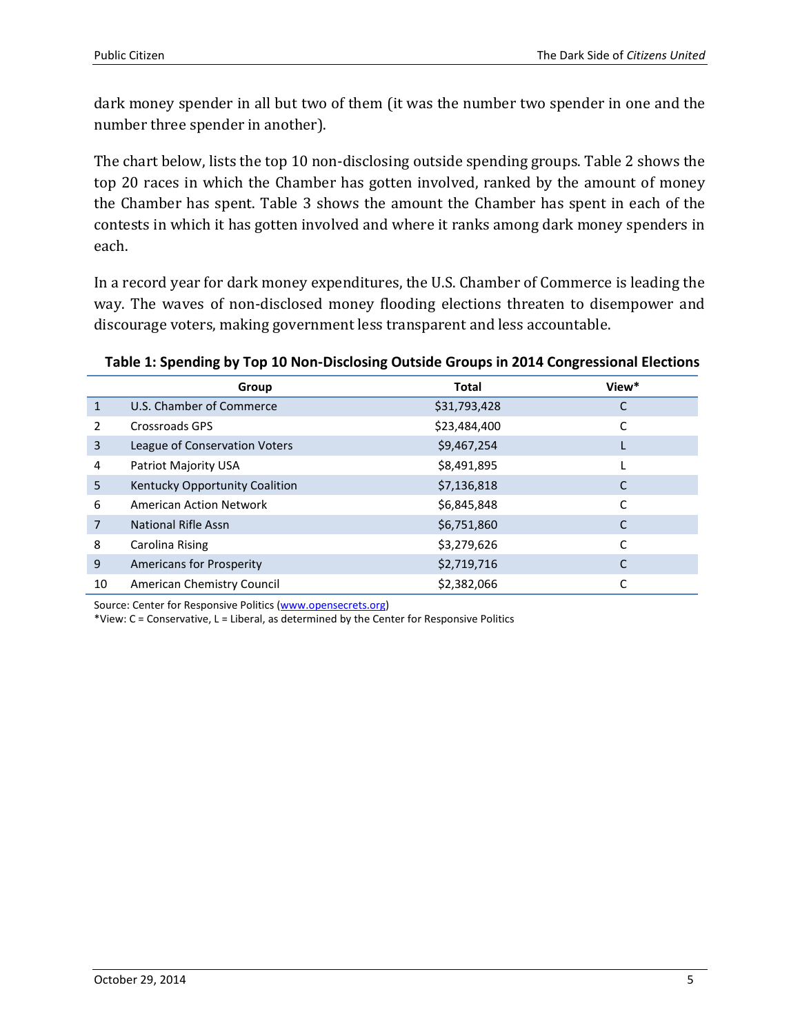dark money spender in all but two of them (it was the number two spender in one and the number three spender in another).

The chart below, lists the top 10 non-disclosing outside spending groups. Table 2 shows the top 20 races in which the Chamber has gotten involved, ranked by the amount of money the Chamber has spent. Table 3 shows the amount the Chamber has spent in each of the contests in which it has gotten involved and where it ranks among dark money spenders in each.

In a record year for dark money expenditures, the U.S. Chamber of Commerce is leading the way. The waves of non-disclosed money flooding elections threaten to disempower and discourage voters, making government less transparent and less accountable.

**Table 1: Spending by Top 10 Non-Disclosing Outside Groups in 2014 Congressional Elections**

| | Group | Total | View* |
|---|---|---|---|
| 1 | U.S. Chamber of Commerce | $31,793,428 | C |
| 2 | Crossroads GPS | $23,484,400 | C |
| 3 | League of Conservation Voters | $9,467,254 | L |
| 4 | Patriot Majority USA | $8,491,895 | L |
| 5 | Kentucky Opportunity Coalition | $7,136,818 | C |
| 6 | American Action Network | $6,845,848 | C |
| 7 | National Rifle Assn | $6,751,860 | C |
| 8 | Carolina Rising | $3,279,626 | C |
| 9 | Americans for Prosperity | $2,719,716 | C |
| 10 | American Chemistry Council | $2,382,066 | C |

Source: Center for Responsive Politics (www.opensecrets.org)
*View: C = Conservative, L = Liberal, as determined by the Center for Responsive Politics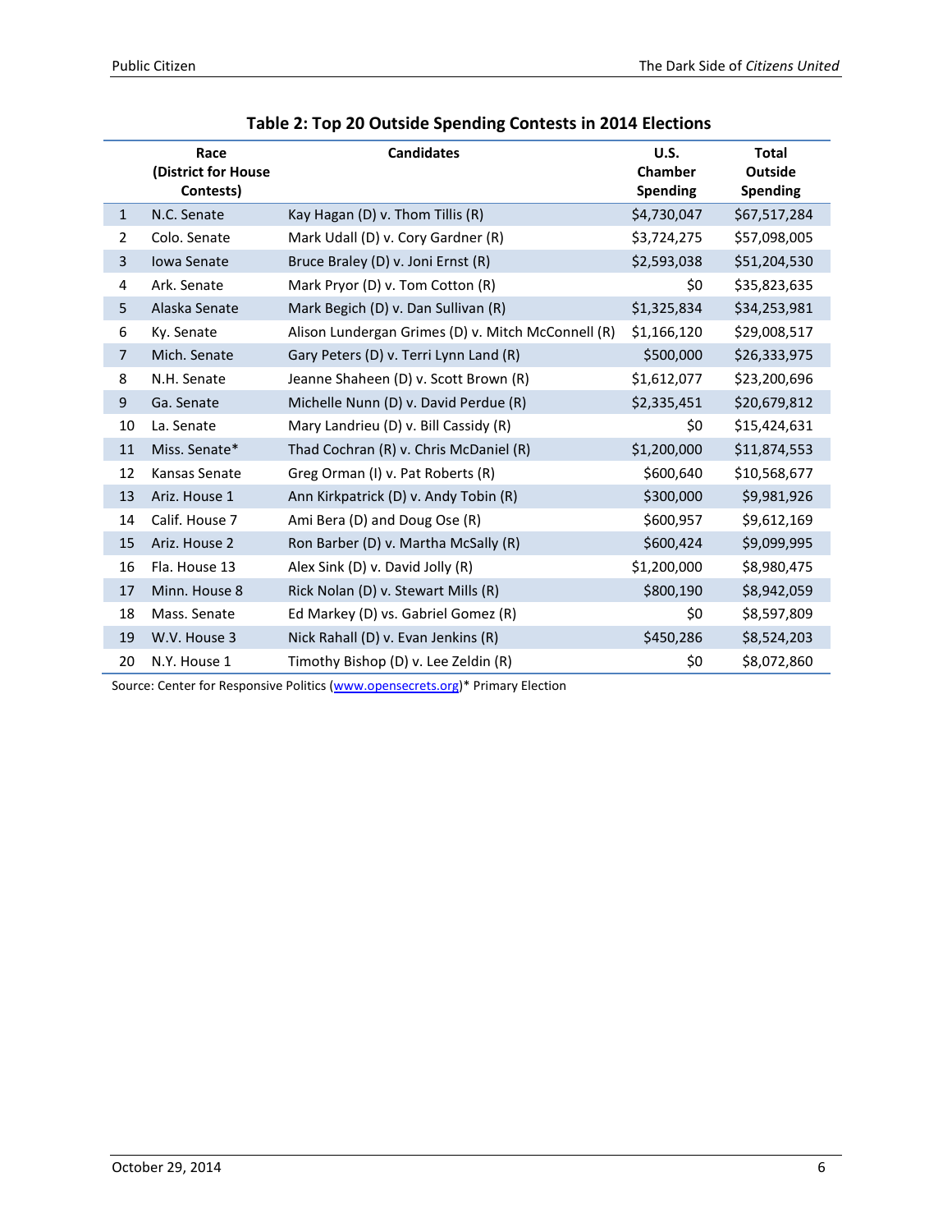**Table 2: Top 20 Outside Spending Contests in 2014 Elections**

| | Race (District for House Contests) | Candidates | U.S. Chamber Spending | Total Outside Spending |
|---|---|---|---|---|
| 1 | N.C. Senate | Kay Hagan (D) v. Thom Tillis (R) | $4,730,047 | $67,517,284 |
| 2 | Colo. Senate | Mark Udall (D) v. Cory Gardner (R) | $3,724,275 | $57,098,005 |
| 3 | Iowa Senate | Bruce Braley (D) v. Joni Ernst (R) | $2,593,038 | $51,204,530 |
| 4 | Ark. Senate | Mark Pryor (D) v. Tom Cotton (R) | $0 | $35,823,635 |
| 5 | Alaska Senate | Mark Begich (D) v. Dan Sullivan (R) | $1,325,834 | $34,253,981 |
| 6 | Ky. Senate | Alison Lundergan Grimes (D) v. Mitch McConnell (R) | $1,166,120 | $29,008,517 |
| 7 | Mich. Senate | Gary Peters (D) v. Terri Lynn Land (R) | $500,000 | $26,333,975 |
| 8 | N.H. Senate | Jeanne Shaheen (D) v. Scott Brown (R) | $1,612,077 | $23,200,696 |
| 9 | Ga. Senate | Michelle Nunn (D) v. David Perdue (R) | $2,335,451 | $20,679,812 |
| 10 | La. Senate | Mary Landrieu (D) v. Bill Cassidy (R) | $0 | $15,424,631 |
| 11 | Miss. Senate* | Thad Cochran (R) v. Chris McDaniel (R) | $1,200,000 | $11,874,553 |
| 12 | Kansas Senate | Greg Orman (I) v. Pat Roberts (R) | $600,640 | $10,568,677 |
| 13 | Ariz. House 1 | Ann Kirkpatrick (D) v. Andy Tobin (R) | $300,000 | $9,981,926 |
| 14 | Calif. House 7 | Ami Bera (D) and Doug Ose (R) | $600,957 | $9,612,169 |
| 15 | Ariz. House 2 | Ron Barber (D) v. Martha McSally (R) | $600,424 | $9,099,995 |
| 16 | Fla. House 13 | Alex Sink (D) v. David Jolly (R) | $1,200,000 | $8,980,475 |
| 17 | Minn. House 8 | Rick Nolan (D) v. Stewart Mills (R) | $800,190 | $8,942,059 |
| 18 | Mass. Senate | Ed Markey (D) vs. Gabriel Gomez (R) | $0 | $8,597,809 |
| 19 | W.V. House 3 | Nick Rahall (D) v. Evan Jenkins (R) | $450,286 | $8,524,203 |
| 20 | N.Y. House 1 | Timothy Bishop (D) v. Lee Zeldin (R) | $0 | $8,072,860 |

Source: Center for Responsive Politics (www.opensecrets.org)* Primary Election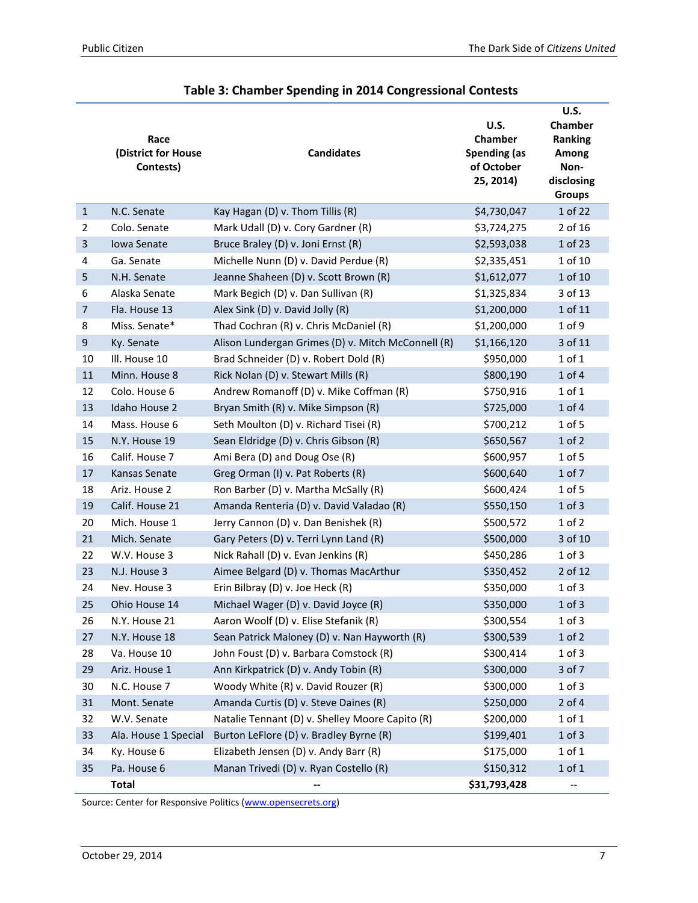## Table 3: Chamber Spending in 2014 Congressional Contests

| | Race (District for House Contests) | Candidates | U.S. Chamber Spending (as of October 25, 2014) | U.S. Chamber Ranking Among Non-disclosing Groups |
|---|---|---|---|---|
| 1 | N.C. Senate | Kay Hagan (D) v. Thom Tillis (R) | $4,730,047 | 1 of 22 |
| 2 | Colo. Senate | Mark Udall (D) v. Cory Gardner (R) | $3,724,275 | 2 of 16 |
| 3 | Iowa Senate | Bruce Braley (D) v. Joni Ernst (R) | $2,593,038 | 1 of 23 |
| 4 | Ga. Senate | Michelle Nunn (D) v. David Perdue (R) | $2,335,451 | 1 of 10 |
| 5 | N.H. Senate | Jeanne Shaheen (D) v. Scott Brown (R) | $1,612,077 | 1 of 10 |
| 6 | Alaska Senate | Mark Begich (D) v. Dan Sullivan (R) | $1,325,834 | 3 of 13 |
| 7 | Fla. House 13 | Alex Sink (D) v. David Jolly (R) | $1,200,000 | 1 of 11 |
| 8 | Miss. Senate* | Thad Cochran (R) v. Chris McDaniel (R) | $1,200,000 | 1 of 9 |
| 9 | Ky. Senate | Alison Lundergan Grimes (D) v. Mitch McConnell (R) | $1,166,120 | 3 of 11 |
| 10 | Ill. House 10 | Brad Schneider (D) v. Robert Dold (R) | $950,000 | 1 of 1 |
| 11 | Minn. House 8 | Rick Nolan (D) v. Stewart Mills (R) | $800,190 | 1 of 4 |
| 12 | Colo. House 6 | Andrew Romanoff (D) v. Mike Coffman (R) | $750,916 | 1 of 1 |
| 13 | Idaho House 2 | Bryan Smith (R) v. Mike Simpson (R) | $725,000 | 1 of 4 |
| 14 | Mass. House 6 | Seth Moulton (D) v. Richard Tisei (R) | $700,212 | 1 of 5 |
| 15 | N.Y. House 19 | Sean Eldridge (D) v. Chris Gibson (R) | $650,567 | 1 of 2 |
| 16 | Calif. House 7 | Ami Bera (D) and Doug Ose (R) | $600,957 | 1 of 5 |
| 17 | Kansas Senate | Greg Orman (I) v. Pat Roberts (R) | $600,640 | 1 of 7 |
| 18 | Ariz. House 2 | Ron Barber (D) v. Martha McSally (R) | $600,424 | 1 of 5 |
| 19 | Calif. House 21 | Amanda Renteria (D) v. David Valadao (R) | $550,150 | 1 of 3 |
| 20 | Mich. House 1 | Jerry Cannon (D) v. Dan Benishek (R) | $500,572 | 1 of 2 |
| 21 | Mich. Senate | Gary Peters (D) v. Terri Lynn Land (R) | $500,000 | 3 of 10 |
| 22 | W.V. House 3 | Nick Rahall (D) v. Evan Jenkins (R) | $450,286 | 1 of 3 |
| 23 | N.J. House 3 | Aimee Belgard (D) v. Thomas MacArthur | $350,452 | 2 of 12 |
| 24 | Nev. House 3 | Erin Bilbray (D) v. Joe Heck (R) | $350,000 | 1 of 3 |
| 25 | Ohio House 14 | Michael Wager (D) v. David Joyce (R) | $350,000 | 1 of 3 |
| 26 | N.Y. House 21 | Aaron Woolf (D) v. Elise Stefanik (R) | $300,554 | 1 of 3 |
| 27 | N.Y. House 18 | Sean Patrick Maloney (D) v. Nan Hayworth (R) | $300,539 | 1 of 2 |
| 28 | Va. House 10 | John Foust (D) v. Barbara Comstock (R) | $300,414 | 1 of 3 |
| 29 | Ariz. House 1 | Ann Kirkpatrick (D) v. Andy Tobin (R) | $300,000 | 3 of 7 |
| 30 | N.C. House 7 | Woody White (R) v. David Rouzer (R) | $300,000 | 1 of 3 |
| 31 | Mont. Senate | Amanda Curtis (D) v. Steve Daines (R) | $250,000 | 2 of 4 |
| 32 | W.V. Senate | Natalie Tennant (D) v. Shelley Moore Capito (R) | $200,000 | 1 of 1 |
| 33 | Ala. House 1 Special | Burton LeFlore (D) v. Bradley Byrne (R) | $199,401 | 1 of 3 |
| 34 | Ky. House 6 | Elizabeth Jensen (D) v. Andy Barr (R) | $175,000 | 1 of 1 |
| 35 | Pa. House 6 | Manan Trivedi (D) v. Ryan Costello (R) | $150,312 | 1 of 1 |
| | **Total** | -- | **$31,793,428** | -- |

Source: Center for Responsive Politics (www.opensecrets.org)